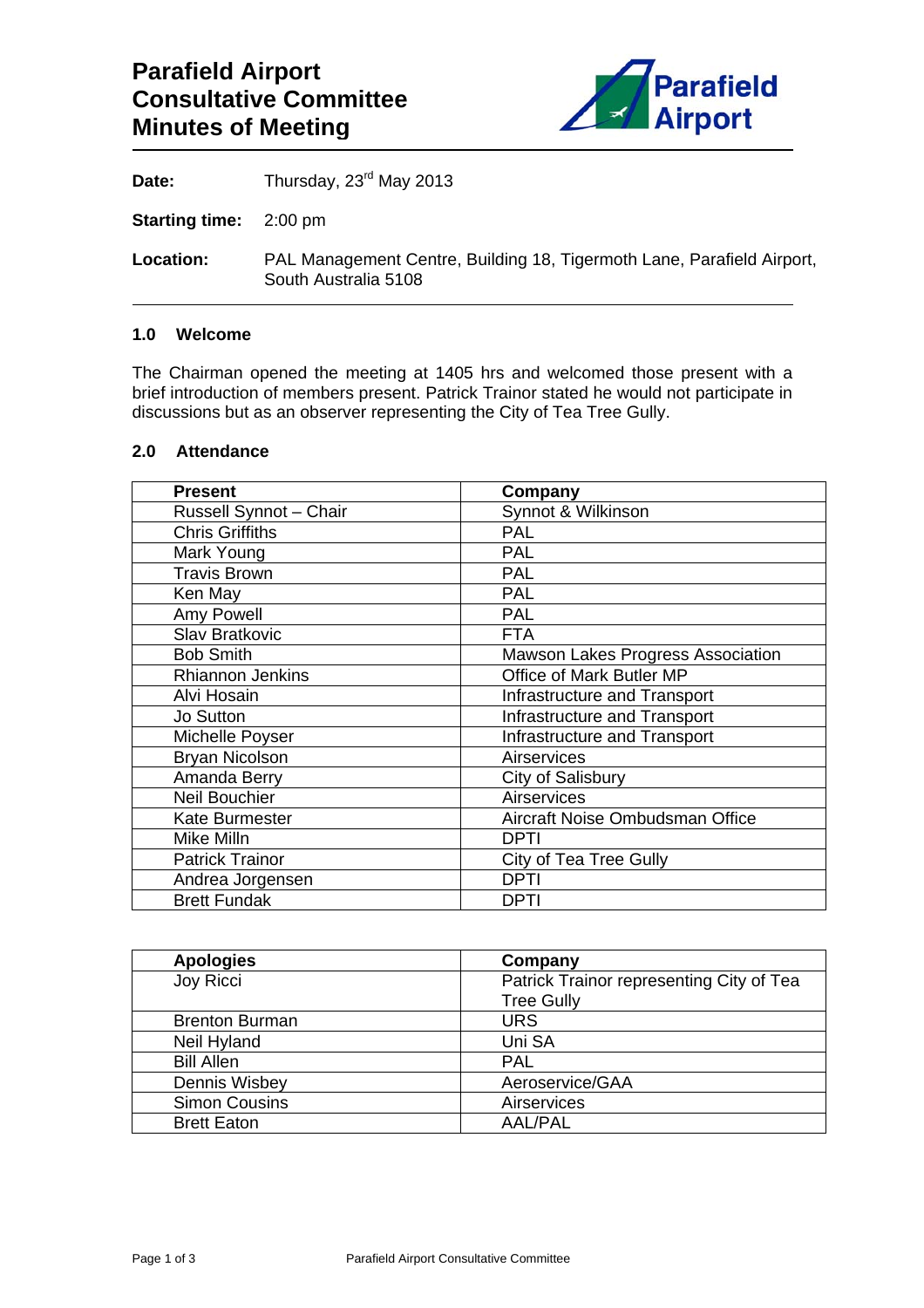# Parafield Airport Consultative Committee Minutes of Meeting

**Date:** Thursday, 23rd May 2013

**Starting time:** 2:00 pm

**Location:** PAL Management Centre, Building 18, Tigermoth Lane, Parafield Airport, South Australia 5108

## 1.0 Welcome

The Chairman opened the meeting at 1405 hrs and welcomed those present with a brief introduction of members present. Patrick Trainor stated he would not participate in discussions but as an observer representing the City of Tea Tree Gully.

## 2.0 Attendance

| Present | Company |
|---|---|
| Russell Synnot – Chair | Synnot & Wilkinson |
| Chris Griffiths | PAL |
| Mark Young | PAL |
| Travis Brown | PAL |
| Ken May | PAL |
| Amy Powell | PAL |
| Slav Bratkovic | FTA |
| Bob Smith | Mawson Lakes Progress Association |
| Rhiannon Jenkins | Office of Mark Butler MP |
| Alvi Hosain | Infrastructure and Transport |
| Jo Sutton | Infrastructure and Transport |
| Michelle Poyser | Infrastructure and Transport |
| Bryan Nicolson | Airservices |
| Amanda Berry | City of Salisbury |
| Neil Bouchier | Airservices |
| Kate Burmester | Aircraft Noise Ombudsman Office |
| Mike Milln | DPTI |
| Patrick Trainor | City of Tea Tree Gully |
| Andrea Jorgensen | DPTI |
| Brett Fundak | DPTI |

| Apologies | Company |
|---|---|
| Joy Ricci | Patrick Trainor representing City of Tea Tree Gully |
| Brenton Burman | URS |
| Neil Hyland | Uni SA |
| Bill Allen | PAL |
| Dennis Wisbey | Aeroservice/GAA |
| Simon Cousins | Airservices |
| Brett Eaton | AAL/PAL |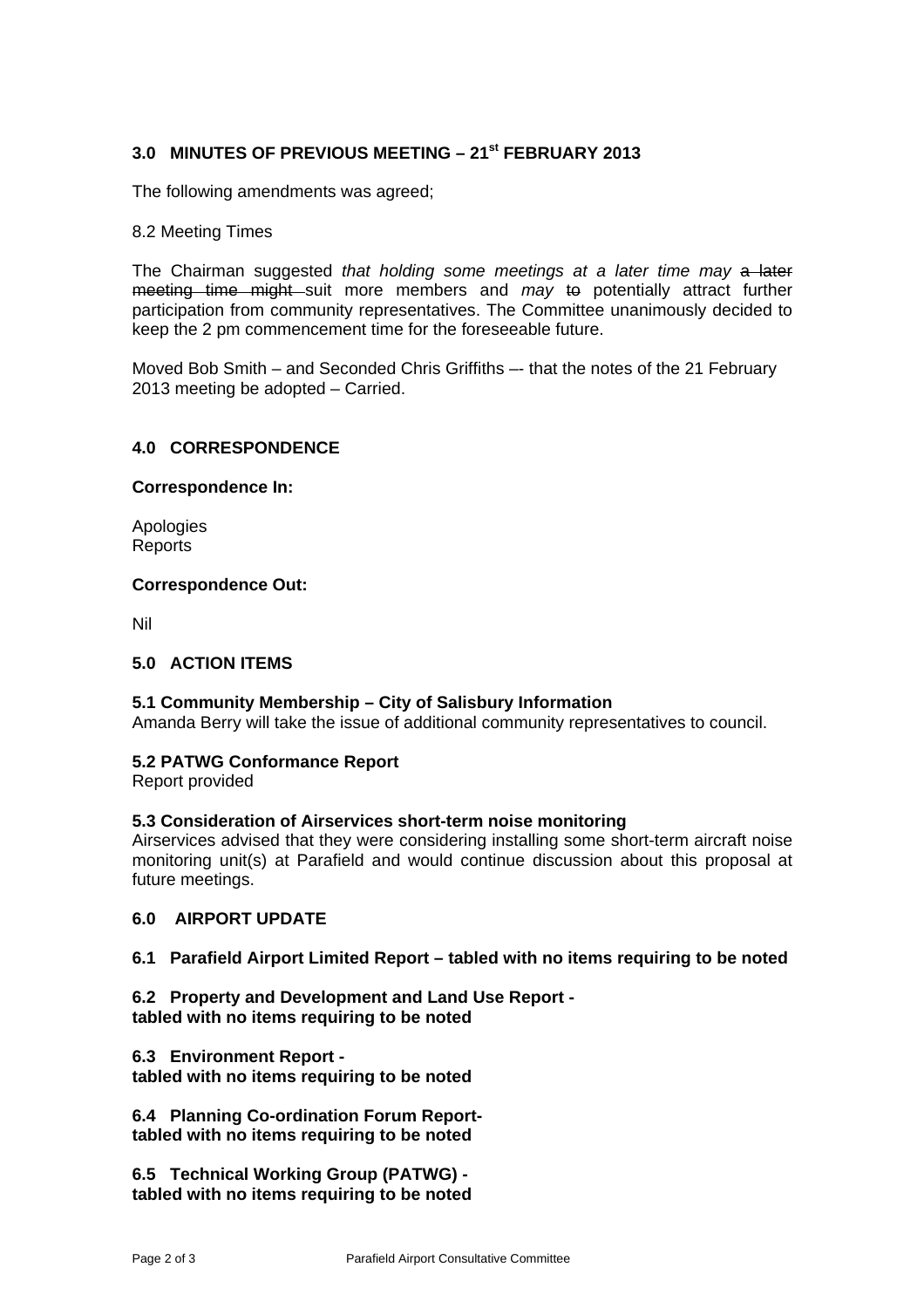## 3.0 MINUTES OF PREVIOUS MEETING – 21st FEBRUARY 2013

The following amendments was agreed;

8.2 Meeting Times

The Chairman suggested *that holding some meetings at a later time may* ~~a later meeting time might~~ suit more members and *may* ~~to~~ potentially attract further participation from community representatives. The Committee unanimously decided to keep the 2 pm commencement time for the foreseeable future.

Moved Bob Smith – and Seconded Chris Griffiths –- that the notes of the 21 February 2013 meeting be adopted – Carried.

## 4.0 CORRESPONDENCE

**Correspondence In:**

Apologies
Reports

**Correspondence Out:**

Nil

## 5.0 ACTION ITEMS

**5.1 Community Membership – City of Salisbury Information**
Amanda Berry will take the issue of additional community representatives to council.

**5.2 PATWG Conformance Report**
Report provided

**5.3 Consideration of Airservices short-term noise monitoring**
Airservices advised that they were considering installing some short-term aircraft noise monitoring unit(s) at Parafield and would continue discussion about this proposal at future meetings.

## 6.0 AIRPORT UPDATE

**6.1 Parafield Airport Limited Report – tabled with no items requiring to be noted**

**6.2 Property and Development and Land Use Report - tabled with no items requiring to be noted**

**6.3 Environment Report - tabled with no items requiring to be noted**

**6.4 Planning Co-ordination Forum Report- tabled with no items requiring to be noted**

**6.5 Technical Working Group (PATWG) - tabled with no items requiring to be noted**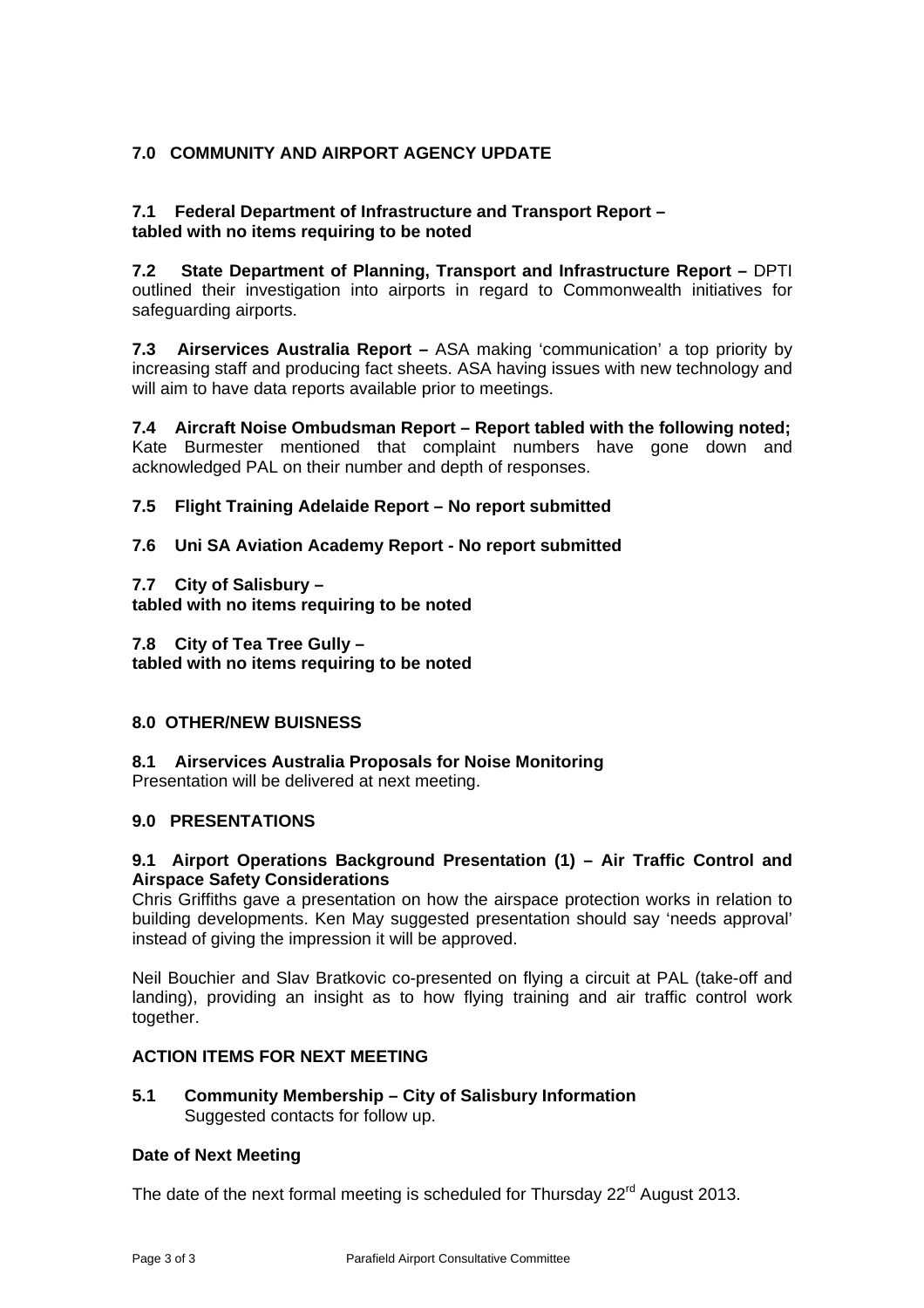## 7.0 COMMUNITY AND AIRPORT AGENCY UPDATE

**7.1 Federal Department of Infrastructure and Transport Report – tabled with no items requiring to be noted**

**7.2 State Department of Planning, Transport and Infrastructure Report –** DPTI outlined their investigation into airports in regard to Commonwealth initiatives for safeguarding airports.

**7.3 Airservices Australia Report –** ASA making 'communication' a top priority by increasing staff and producing fact sheets. ASA having issues with new technology and will aim to have data reports available prior to meetings.

**7.4 Aircraft Noise Ombudsman Report – Report tabled with the following noted;** Kate Burmester mentioned that complaint numbers have gone down and acknowledged PAL on their number and depth of responses.

**7.5 Flight Training Adelaide Report – No report submitted**

**7.6 Uni SA Aviation Academy Report - No report submitted**

**7.7 City of Salisbury – tabled with no items requiring to be noted**

**7.8 City of Tea Tree Gully – tabled with no items requiring to be noted**

## 8.0 OTHER/NEW BUISNESS

**8.1 Airservices Australia Proposals for Noise Monitoring**
Presentation will be delivered at next meeting.

## 9.0 PRESENTATIONS

**9.1 Airport Operations Background Presentation (1) – Air Traffic Control and Airspace Safety Considerations**
Chris Griffiths gave a presentation on how the airspace protection works in relation to building developments. Ken May suggested presentation should say 'needs approval' instead of giving the impression it will be approved.

Neil Bouchier and Slav Bratkovic co-presented on flying a circuit at PAL (take-off and landing), providing an insight as to how flying training and air traffic control work together.

## ACTION ITEMS FOR NEXT MEETING

**5.1 Community Membership – City of Salisbury Information**
Suggested contacts for follow up.

### Date of Next Meeting

The date of the next formal meeting is scheduled for Thursday 22[rd] August 2013.